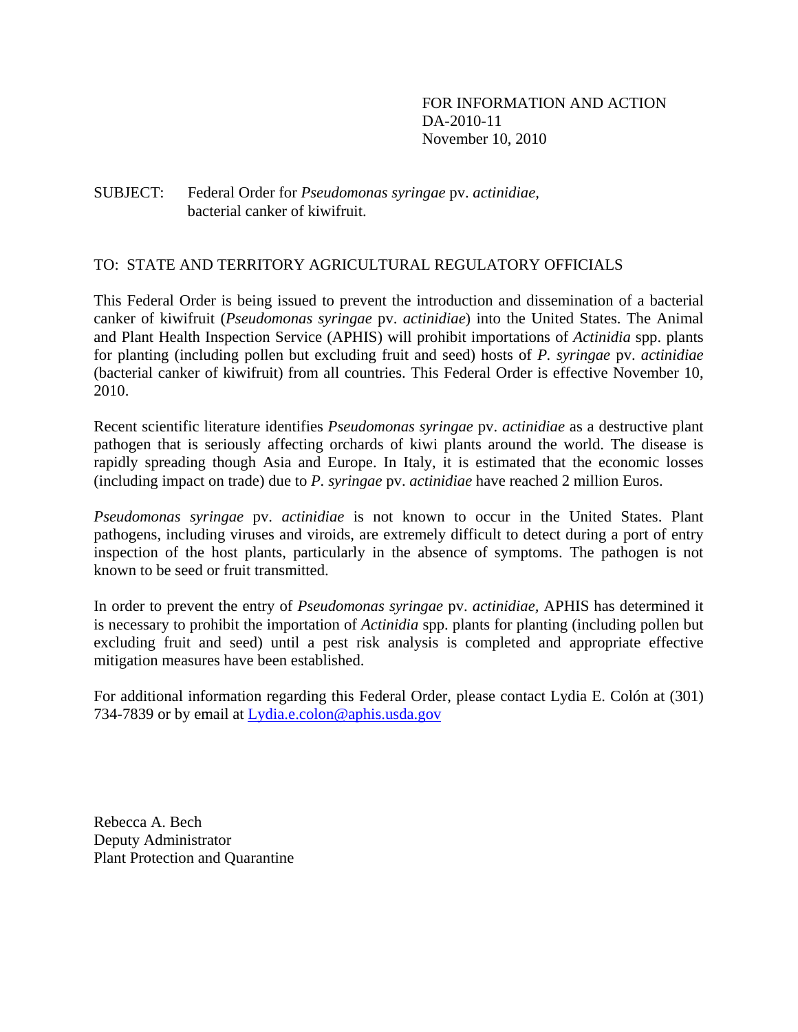FOR INFORMATION AND ACTION
DA-2010-11
November 10, 2010

SUBJECT: Federal Order for *Pseudomonas syringae* pv. *actinidiae,* bacterial canker of kiwifruit.

TO: STATE AND TERRITORY AGRICULTURAL REGULATORY OFFICIALS

This Federal Order is being issued to prevent the introduction and dissemination of a bacterial canker of kiwifruit (*Pseudomonas syringae* pv. *actinidiae*) into the United States. The Animal and Plant Health Inspection Service (APHIS) will prohibit importations of *Actinidia* spp. plants for planting (including pollen but excluding fruit and seed) hosts of *P. syringae* pv. *actinidiae* (bacterial canker of kiwifruit) from all countries. This Federal Order is effective November 10, 2010.

Recent scientific literature identifies *Pseudomonas syringae* pv. *actinidiae* as a destructive plant pathogen that is seriously affecting orchards of kiwi plants around the world. The disease is rapidly spreading though Asia and Europe. In Italy, it is estimated that the economic losses (including impact on trade) due to *P. syringae* pv. *actinidiae* have reached 2 million Euros.

*Pseudomonas syringae* pv. *actinidiae* is not known to occur in the United States. Plant pathogens, including viruses and viroids, are extremely difficult to detect during a port of entry inspection of the host plants, particularly in the absence of symptoms. The pathogen is not known to be seed or fruit transmitted.

In order to prevent the entry of *Pseudomonas syringae* pv. *actinidiae,* APHIS has determined it is necessary to prohibit the importation of *Actinidia* spp. plants for planting (including pollen but excluding fruit and seed) until a pest risk analysis is completed and appropriate effective mitigation measures have been established.

For additional information regarding this Federal Order, please contact Lydia E. Colón at (301) 734-7839 or by email at Lydia.e.colon@aphis.usda.gov

Rebecca A. Bech
Deputy Administrator
Plant Protection and Quarantine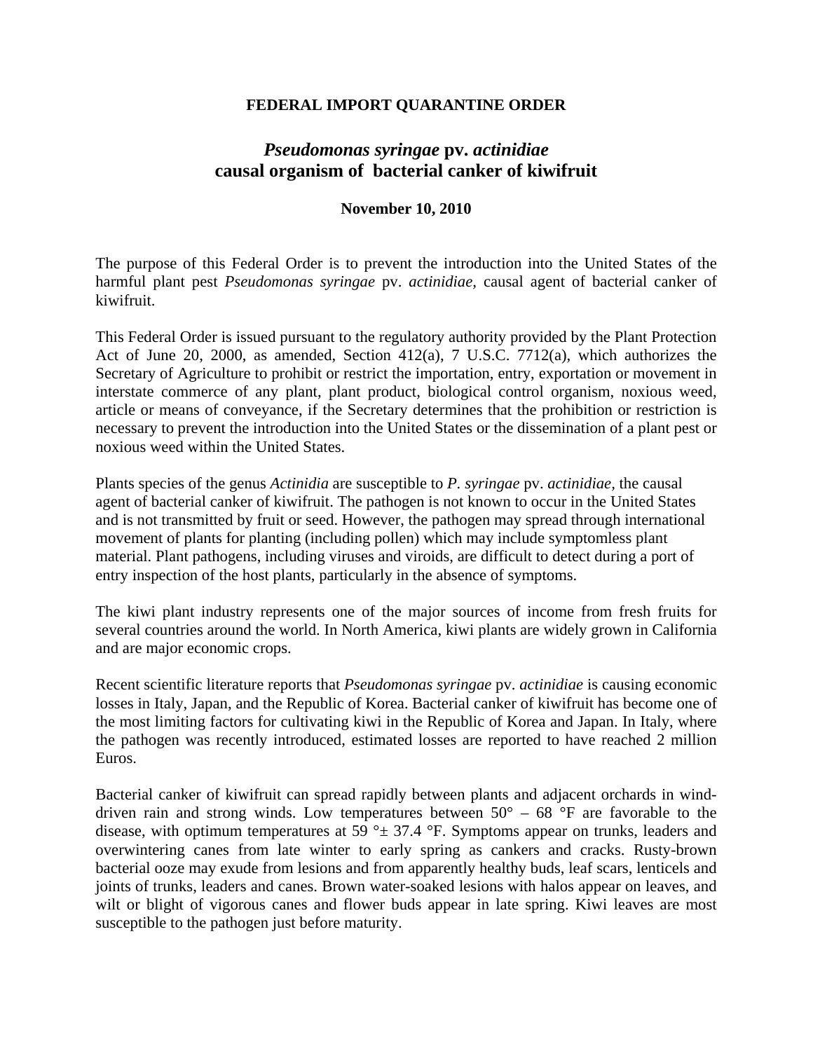**FEDERAL IMPORT QUARANTINE ORDER**

## *Pseudomonas syringae* pv. *actinidiae* causal organism of bacterial canker of kiwifruit

**November 10, 2010**

The purpose of this Federal Order is to prevent the introduction into the United States of the harmful plant pest *Pseudomonas syringae* pv. *actinidiae,* causal agent of bacterial canker of kiwifruit.

This Federal Order is issued pursuant to the regulatory authority provided by the Plant Protection Act of June 20, 2000, as amended, Section 412(a), 7 U.S.C. 7712(a), which authorizes the Secretary of Agriculture to prohibit or restrict the importation, entry, exportation or movement in interstate commerce of any plant, plant product, biological control organism, noxious weed, article or means of conveyance, if the Secretary determines that the prohibition or restriction is necessary to prevent the introduction into the United States or the dissemination of a plant pest or noxious weed within the United States.

Plants species of the genus *Actinidia* are susceptible to *P. syringae* pv. *actinidiae,* the causal agent of bacterial canker of kiwifruit. The pathogen is not known to occur in the United States and is not transmitted by fruit or seed. However, the pathogen may spread through international movement of plants for planting (including pollen) which may include symptomless plant material. Plant pathogens, including viruses and viroids, are difficult to detect during a port of entry inspection of the host plants, particularly in the absence of symptoms.

The kiwi plant industry represents one of the major sources of income from fresh fruits for several countries around the world. In North America, kiwi plants are widely grown in California and are major economic crops.

Recent scientific literature reports that *Pseudomonas syringae* pv. *actinidiae* is causing economic losses in Italy, Japan, and the Republic of Korea. Bacterial canker of kiwifruit has become one of the most limiting factors for cultivating kiwi in the Republic of Korea and Japan. In Italy, where the pathogen was recently introduced, estimated losses are reported to have reached 2 million Euros.

Bacterial canker of kiwifruit can spread rapidly between plants and adjacent orchards in wind-driven rain and strong winds. Low temperatures between 50° – 68 °F are favorable to the disease, with optimum temperatures at 59 °± 37.4 °F. Symptoms appear on trunks, leaders and overwintering canes from late winter to early spring as cankers and cracks. Rusty-brown bacterial ooze may exude from lesions and from apparently healthy buds, leaf scars, lenticels and joints of trunks, leaders and canes. Brown water-soaked lesions with halos appear on leaves, and wilt or blight of vigorous canes and flower buds appear in late spring. Kiwi leaves are most susceptible to the pathogen just before maturity.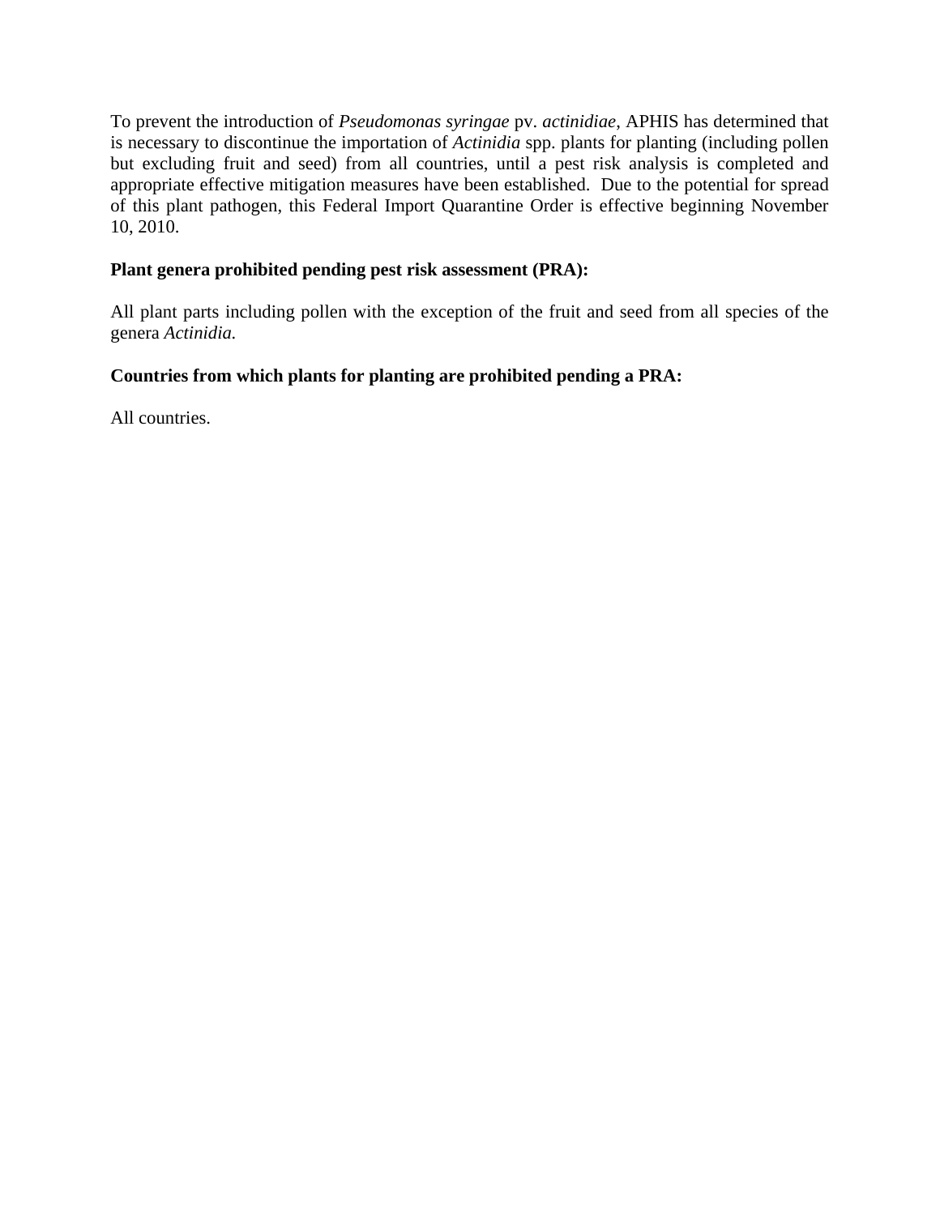To prevent the introduction of *Pseudomonas syringae* pv. *actinidiae*, APHIS has determined that is necessary to discontinue the importation of *Actinidia* spp. plants for planting (including pollen but excluding fruit and seed) from all countries, until a pest risk analysis is completed and appropriate effective mitigation measures have been established. Due to the potential for spread of this plant pathogen, this Federal Import Quarantine Order is effective beginning November 10, 2010.

**Plant genera prohibited pending pest risk assessment (PRA):**

All plant parts including pollen with the exception of the fruit and seed from all species of the genera *Actinidia.*

**Countries from which plants for planting are prohibited pending a PRA:**

All countries.